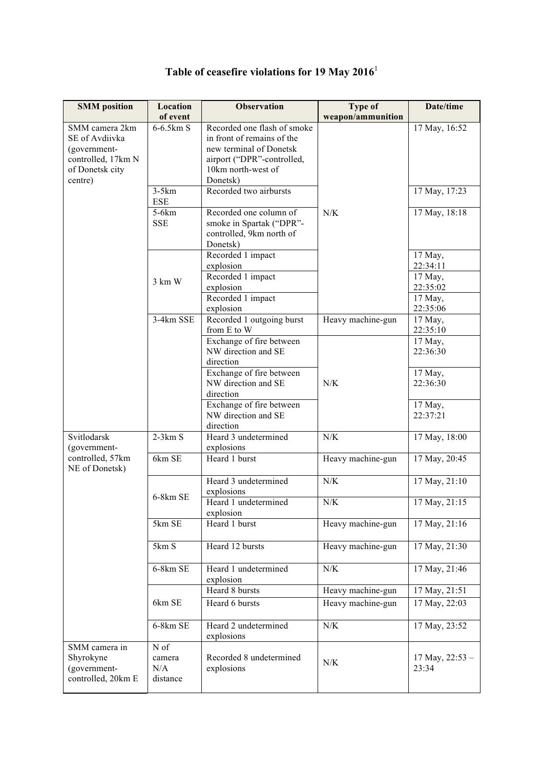# Table of ceasefire violations for 19 May 2016[1]

| SMM position | Location of event | Observation | Type of weapon/ammunition | Date/time |
|---|---|---|---|---|
| SMM camera 2km SE of Avdiivka (government-controlled, 17km N of Donetsk city centre) | 6-6.5km S | Recorded one flash of smoke in front of remains of the new terminal of Donetsk airport ("DPR"-controlled, 10km north-west of Donetsk) | N/K | 17 May, 16:52 |
| | 3-5km ESE | Recorded two airbursts | N/K | 17 May, 17:23 |
| | 5-6km SSE | Recorded one column of smoke in Spartak ("DPR"-controlled, 9km north of Donetsk) | N/K | 17 May, 18:18 |
| | 3 km W | Recorded 1 impact explosion | N/K | 17 May, 22:34:11 |
| | 3 km W | Recorded 1 impact explosion | N/K | 17 May, 22:35:02 |
| | 3 km W | Recorded 1 impact explosion | N/K | 17 May, 22:35:06 |
| | 3-4km SSE | Recorded 1 outgoing burst from E to W | Heavy machine-gun | 17 May, 22:35:10 |
| | 3-4km SSE | Exchange of fire between NW direction and SE direction | N/K | 17 May, 22:36:30 |
| | 3-4km SSE | Exchange of fire between NW direction and SE direction | N/K | 17 May, 22:36:30 |
| | 3-4km SSE | Exchange of fire between NW direction and SE direction | N/K | 17 May, 22:37:21 |
| Svitlodarsk (government-controlled, 57km NE of Donetsk) | 2-3km S | Heard 3 undetermined explosions | N/K | 17 May, 18:00 |
| | 6km SE | Heard 1 burst | Heavy machine-gun | 17 May, 20:45 |
| | 6-8km SE | Heard 3 undetermined explosions | N/K | 17 May, 21:10 |
| | 6-8km SE | Heard 1 undetermined explosion | N/K | 17 May, 21:15 |
| | 5km SE | Heard 1 burst | Heavy machine-gun | 17 May, 21:16 |
| | 5km S | Heard 12 bursts | Heavy machine-gun | 17 May, 21:30 |
| | 6-8km SE | Heard 1 undetermined explosion | N/K | 17 May, 21:46 |
| | 6km SE | Heard 8 bursts | Heavy machine-gun | 17 May, 21:51 |
| | 6km SE | Heard 6 bursts | Heavy machine-gun | 17 May, 22:03 |
| | 6-8km SE | Heard 2 undetermined explosions | N/K | 17 May, 23:52 |
| SMM camera in Shyrokyne (government-controlled, 20km E | N of camera N/A distance | Recorded 8 undetermined explosions | N/K | 17 May, 22:53 – 23:34 |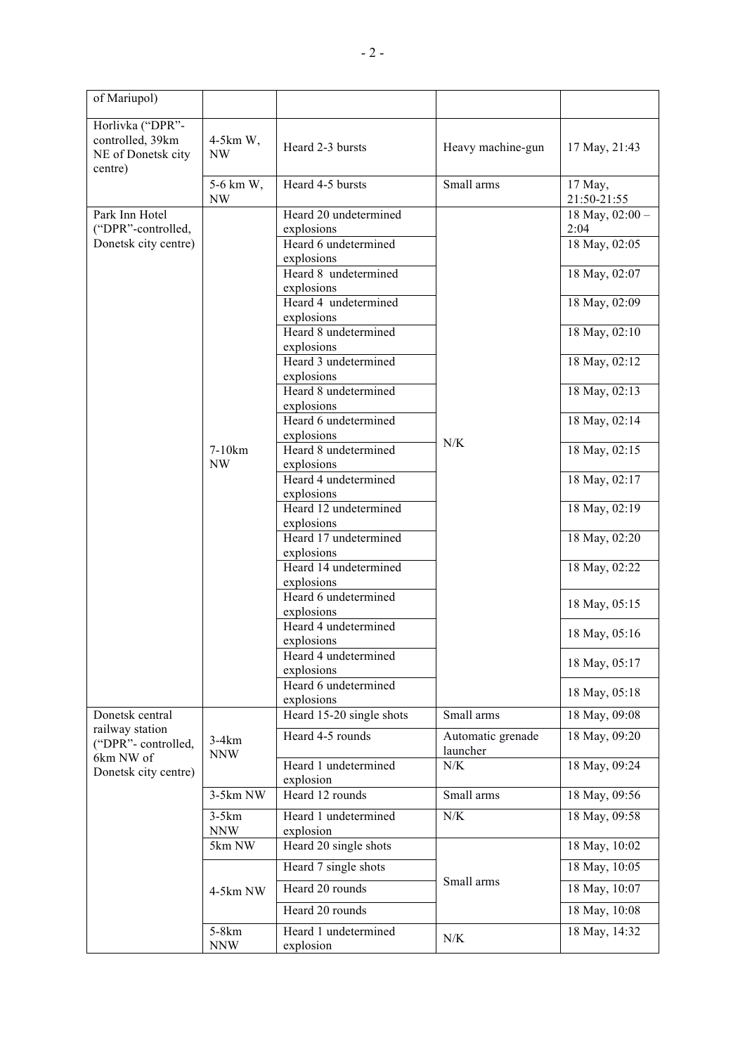| of Mariupol) | | | | |
|---|---|---|---|---|
| Horlivka ("DPR"-controlled, 39km NE of Donetsk city centre) | 4-5km W, NW | Heard 2-3 bursts | Heavy machine-gun | 17 May, 21:43 |
| | 5-6 km W, NW | Heard 4-5 bursts | Small arms | 17 May, 21:50-21:55 |
| Park Inn Hotel ("DPR"-controlled, Donetsk city centre) | 7-10km NW | Heard 20 undetermined explosions | N/K | 18 May, 02:00 – 2:04 |
| | | Heard 6 undetermined explosions | | 18 May, 02:05 |
| | | Heard 8 undetermined explosions | | 18 May, 02:07 |
| | | Heard 4 undetermined explosions | | 18 May, 02:09 |
| | | Heard 8 undetermined explosions | | 18 May, 02:10 |
| | | Heard 3 undetermined explosions | | 18 May, 02:12 |
| | | Heard 8 undetermined explosions | | 18 May, 02:13 |
| | | Heard 6 undetermined explosions | | 18 May, 02:14 |
| | | Heard 8 undetermined explosions | | 18 May, 02:15 |
| | | Heard 4 undetermined explosions | | 18 May, 02:17 |
| | | Heard 12 undetermined explosions | | 18 May, 02:19 |
| | | Heard 17 undetermined explosions | | 18 May, 02:20 |
| | | Heard 14 undetermined explosions | | 18 May, 02:22 |
| | | Heard 6 undetermined explosions | | 18 May, 05:15 |
| | | Heard 4 undetermined explosions | | 18 May, 05:16 |
| | | Heard 4 undetermined explosions | | 18 May, 05:17 |
| | | Heard 6 undetermined explosions | | 18 May, 05:18 |
| Donetsk central railway station ("DPR"- controlled, 6km NW of Donetsk city centre) | 3-4km NNW | Heard 15-20 single shots | Small arms | 18 May, 09:08 |
| | | Heard 4-5 rounds | Automatic grenade launcher | 18 May, 09:20 |
| | | Heard 1 undetermined explosion | N/K | 18 May, 09:24 |
| | 3-5km NW | Heard 12 rounds | Small arms | 18 May, 09:56 |
| | 3-5km NNW | Heard 1 undetermined explosion | N/K | 18 May, 09:58 |
| | 5km NW | Heard 20 single shots | Small arms | 18 May, 10:02 |
| | 4-5km NW | Heard 7 single shots | | 18 May, 10:05 |
| | | Heard 20 rounds | | 18 May, 10:07 |
| | | Heard 20 rounds | | 18 May, 10:08 |
| | 5-8km NNW | Heard 1 undetermined explosion | N/K | 18 May, 14:32 |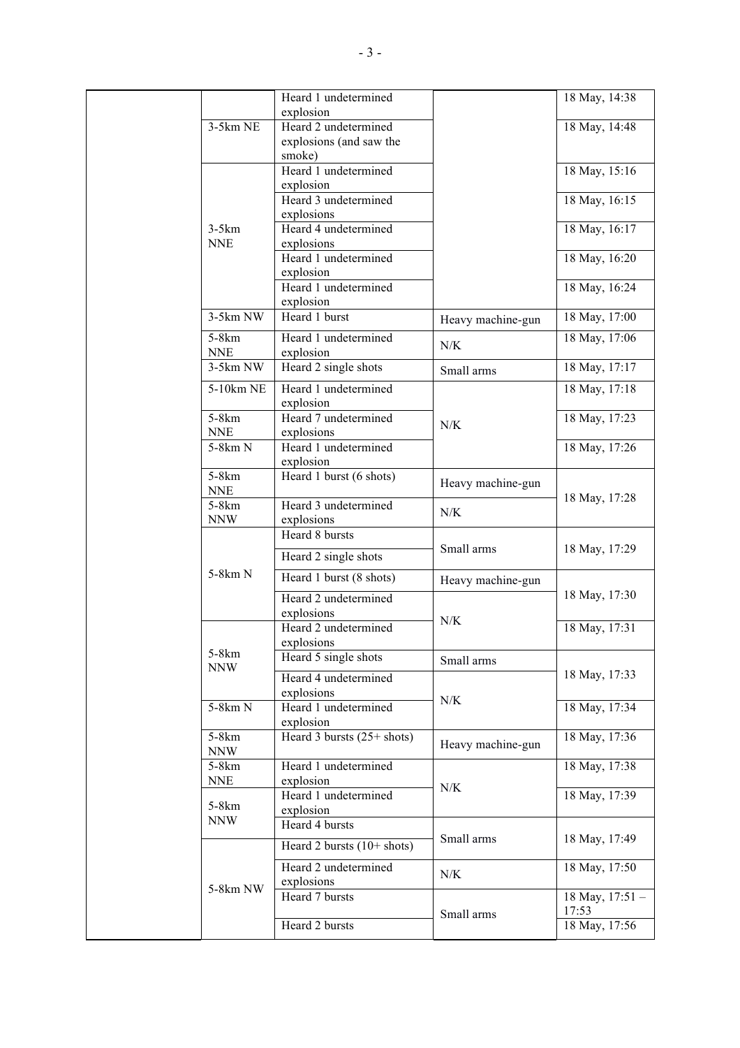| | | | | |
|---|---|---|---|---|
| | | Heard 1 undetermined explosion | | 18 May, 14:38 |
| | 3-5km NE | Heard 2 undetermined explosions (and saw the smoke) | | 18 May, 14:48 |
| | 3-5km NNE | Heard 1 undetermined explosion | | 18 May, 15:16 |
| | | Heard 3 undetermined explosions | | 18 May, 16:15 |
| | | Heard 4 undetermined explosions | | 18 May, 16:17 |
| | | Heard 1 undetermined explosion | | 18 May, 16:20 |
| | | Heard 1 undetermined explosion | | 18 May, 16:24 |
| | 3-5km NW | Heard 1 burst | Heavy machine-gun | 18 May, 17:00 |
| | 5-8km NNE | Heard 1 undetermined explosion | N/K | 18 May, 17:06 |
| | 3-5km NW | Heard 2 single shots | Small arms | 18 May, 17:17 |
| | 5-10km NE | Heard 1 undetermined explosion | N/K | 18 May, 17:18 |
| | 5-8km NNE | Heard 7 undetermined explosions | | 18 May, 17:23 |
| | 5-8km N | Heard 1 undetermined explosion | | 18 May, 17:26 |
| | 5-8km NNE | Heard 1 burst (6 shots) | Heavy machine-gun | 18 May, 17:28 |
| | 5-8km NNW | Heard 3 undetermined explosions | N/K | |
| | 5-8km N | Heard 8 bursts | Small arms | 18 May, 17:29 |
| | | Heard 2 single shots | | |
| | | Heard 1 burst (8 shots) | Heavy machine-gun | 18 May, 17:30 |
| | | Heard 2 undetermined explosions | N/K | |
| | 5-8km NNW | Heard 2 undetermined explosions | | 18 May, 17:31 |
| | | Heard 5 single shots | Small arms | 18 May, 17:33 |
| | | Heard 4 undetermined explosions | N/K | |
| | 5-8km N | Heard 1 undetermined explosion | | 18 May, 17:34 |
| | 5-8km NNW | Heard 3 bursts (25+ shots) | Heavy machine-gun | 18 May, 17:36 |
| | 5-8km NNE | Heard 1 undetermined explosion | N/K | 18 May, 17:38 |
| | 5-8km NNW | Heard 1 undetermined explosion | | 18 May, 17:39 |
| | | Heard 4 bursts | Small arms | 18 May, 17:49 |
| | 5-8km NW | Heard 2 bursts (10+ shots) | | |
| | | Heard 2 undetermined explosions | N/K | 18 May, 17:50 |
| | | Heard 7 bursts | Small arms | 18 May, 17:51 – 17:53 |
| | | Heard 2 bursts | | 18 May, 17:56 |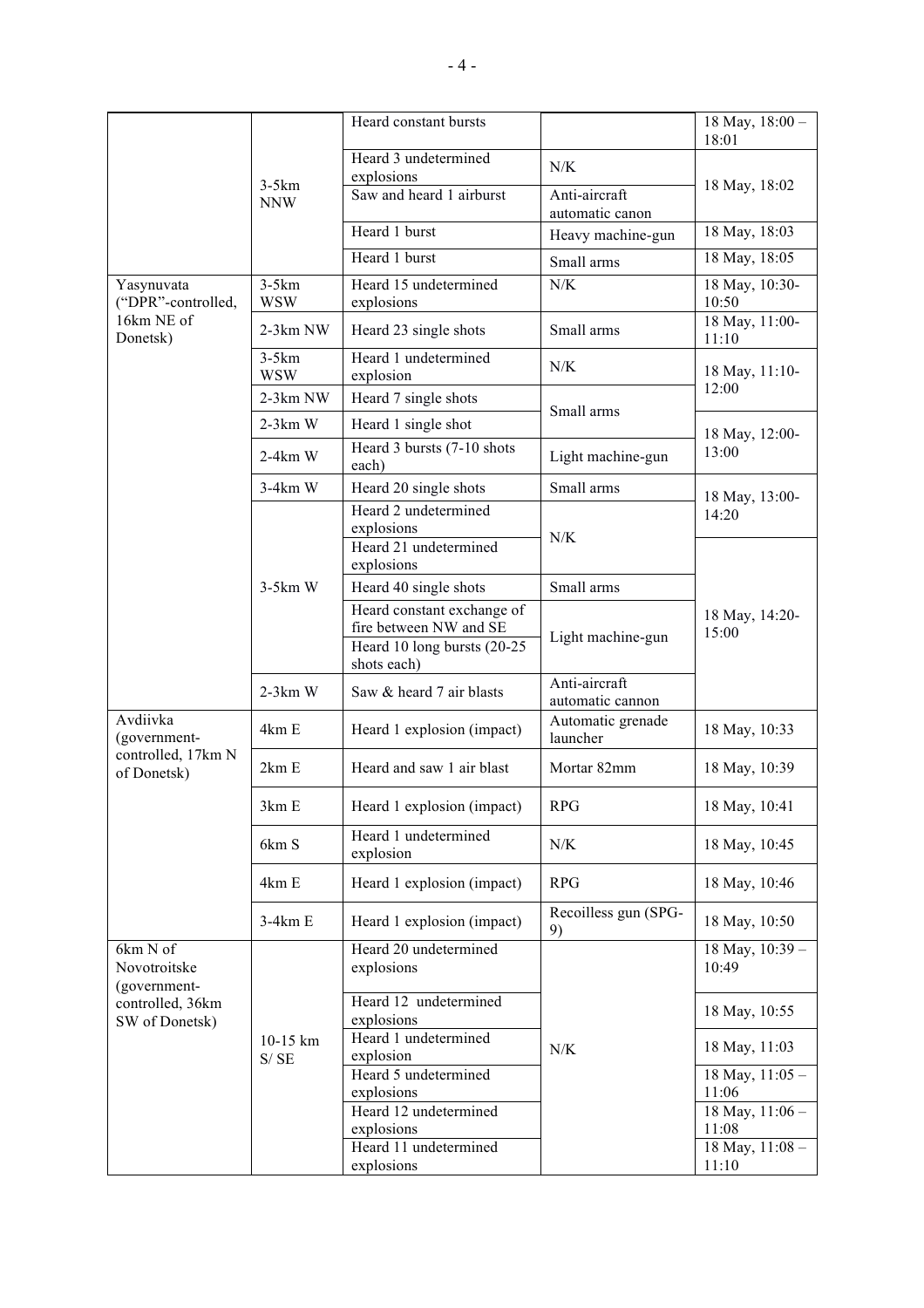| | | Heard constant bursts | | 18 May, 18:00 – 18:01 |
|---|---|---|---|---|
| | 3-5km NNW | Heard 3 undetermined explosions | N/K | 18 May, 18:02 |
| | | Saw and heard 1 airburst | Anti-aircraft automatic canon | |
| | | Heard 1 burst | Heavy machine-gun | 18 May, 18:03 |
| | | Heard 1 burst | Small arms | 18 May, 18:05 |
| Yasynuvata ("DPR"-controlled, 16km NE of Donetsk) | 3-5km WSW | Heard 15 undetermined explosions | N/K | 18 May, 10:30-10:50 |
| | 2-3km NW | Heard 23 single shots | Small arms | 18 May, 11:00-11:10 |
| | 3-5km WSW | Heard 1 undetermined explosion | N/K | 18 May, 11:10-12:00 |
| | 2-3km NW | Heard 7 single shots | Small arms | |
| | 2-3km W | Heard 1 single shot | | 18 May, 12:00-13:00 |
| | 2-4km W | Heard 3 bursts (7-10 shots each) | Light machine-gun | |
| | 3-4km W | Heard 20 single shots | Small arms | 18 May, 13:00-14:20 |
| | 3-5km W | Heard 2 undetermined explosions | N/K | |
| | | Heard 21 undetermined explosions | | 18 May, 14:20-15:00 |
| | | Heard 40 single shots | Small arms | |
| | | Heard constant exchange of fire between NW and SE | Light machine-gun | |
| | | Heard 10 long bursts (20-25 shots each) | | |
| | 2-3km W | Saw & heard 7 air blasts | Anti-aircraft automatic cannon | |
| Avdiivka (government-controlled, 17km N of Donetsk) | 4km E | Heard 1 explosion (impact) | Automatic grenade launcher | 18 May, 10:33 |
| | 2km E | Heard and saw 1 air blast | Mortar 82mm | 18 May, 10:39 |
| | 3km E | Heard 1 explosion (impact) | RPG | 18 May, 10:41 |
| | 6km S | Heard 1 undetermined explosion | N/K | 18 May, 10:45 |
| | 4km E | Heard 1 explosion (impact) | RPG | 18 May, 10:46 |
| | 3-4km E | Heard 1 explosion (impact) | Recoilless gun (SPG-9) | 18 May, 10:50 |
| 6km N of Novotroitske (government-controlled, 36km SW of Donetsk) | 10-15 km S/ SE | Heard 20 undetermined explosions | N/K | 18 May, 10:39 – 10:49 |
| | | Heard 12 undetermined explosions | | 18 May, 10:55 |
| | | Heard 1 undetermined explosion | | 18 May, 11:03 |
| | | Heard 5 undetermined explosions | | 18 May, 11:05 – 11:06 |
| | | Heard 12 undetermined explosions | | 18 May, 11:06 – 11:08 |
| | | Heard 11 undetermined explosions | | 18 May, 11:08 – 11:10 |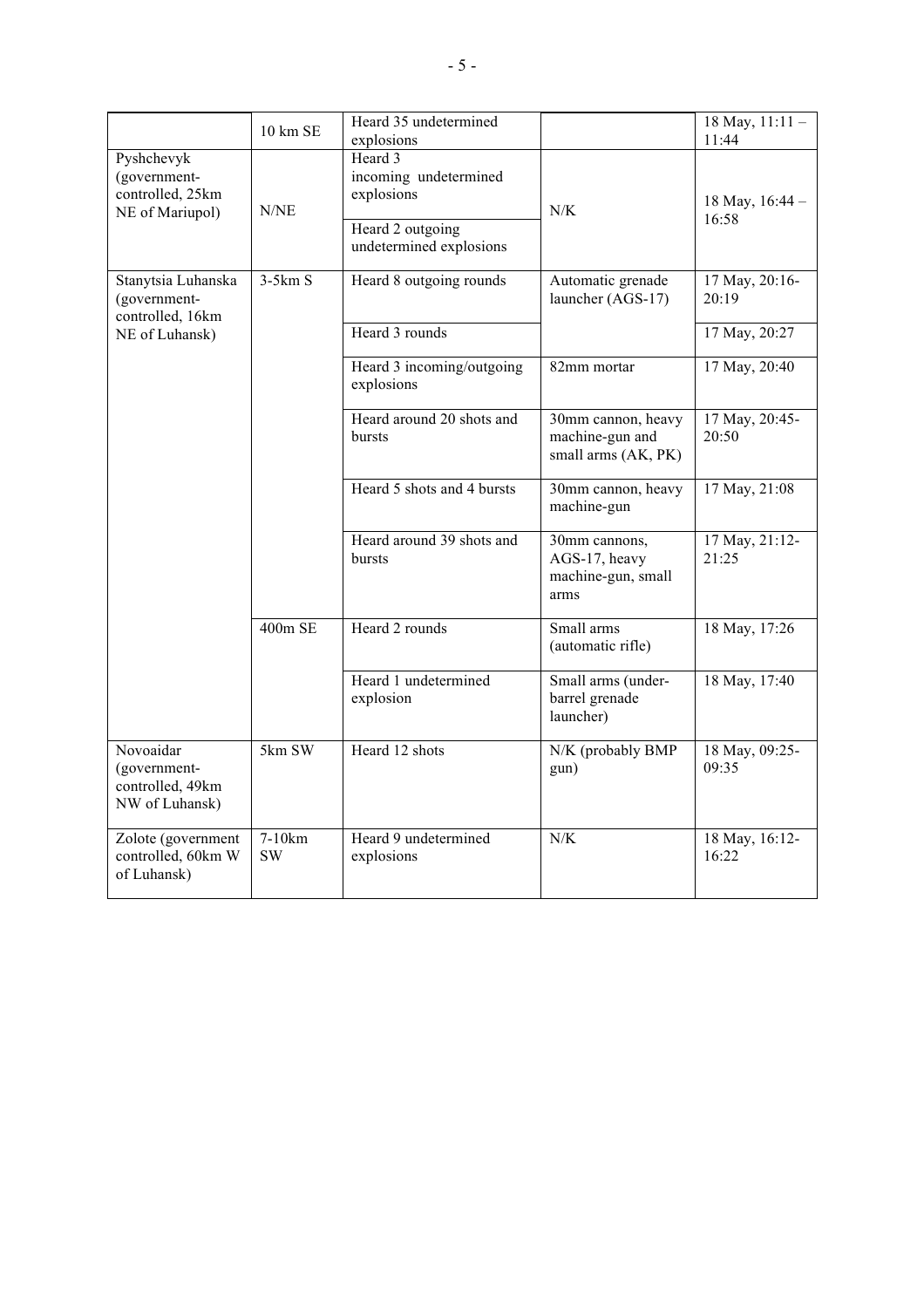| | | | | |
|---|---|---|---|---|
| | 10 km SE | Heard 35 undetermined explosions | | 18 May, 11:11 – 11:44 |
| Pyshchevyk (government-controlled, 25km NE of Mariupol) | N/NE | Heard 3 incoming undetermined explosions | N/K | 18 May, 16:44 – 16:58 |
| | | Heard 2 outgoing undetermined explosions | | |
| Stanytsia Luhanska (government-controlled, 16km NE of Luhansk) | 3-5km S | Heard 8 outgoing rounds | Automatic grenade launcher (AGS-17) | 17 May, 20:16-20:19 |
| | | Heard 3 rounds | | 17 May, 20:27 |
| | | Heard 3 incoming/outgoing explosions | 82mm mortar | 17 May, 20:40 |
| | | Heard around 20 shots and bursts | 30mm cannon, heavy machine-gun and small arms (AK, PK) | 17 May, 20:45-20:50 |
| | | Heard 5 shots and 4 bursts | 30mm cannon, heavy machine-gun | 17 May, 21:08 |
| | | Heard around 39 shots and bursts | 30mm cannons, AGS-17, heavy machine-gun, small arms | 17 May, 21:12-21:25 |
| | 400m SE | Heard 2 rounds | Small arms (automatic rifle) | 18 May, 17:26 |
| | | Heard 1 undetermined explosion | Small arms (under-barrel grenade launcher) | 18 May, 17:40 |
| Novoaidar (government-controlled, 49km NW of Luhansk) | 5km SW | Heard 12 shots | N/K (probably BMP gun) | 18 May, 09:25-09:35 |
| Zolote (government controlled, 60km W of Luhansk) | 7-10km SW | Heard 9 undetermined explosions | N/K | 18 May, 16:12-16:22 |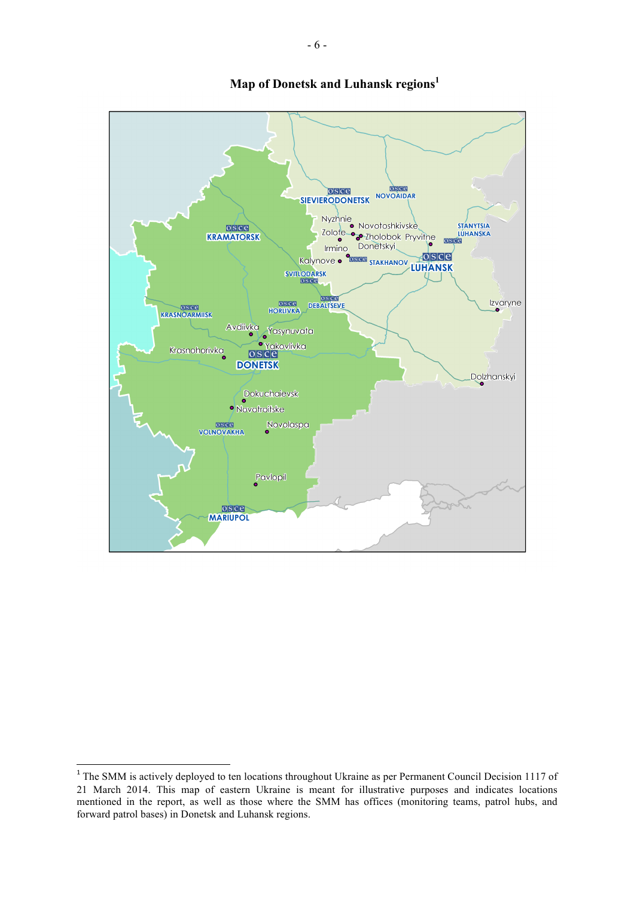**Map of Donetsk and Luhansk regions**[1]

SIEVIERODONETSK
NOVOAIDAR
Nyzhnie
Novotoshkivske
Zolote
Zholobok
Pryvitne
STANYTSIA LUHANSKA
Irmino
Donetskyi
KRAMATORSK
Kalynove
STAKHANOV
LUHANSK
SVITLODARSK
HORLIVKA
DEBALTSEVE
Izvaryne
KRASNOARMIISK
Avdiivka
Yasynuvata
Yakovlivka
Krasnohorivka
DONETSK
Dolzhanskyi
Dokuchaievsk
Novotroitske
Novolaspa
VOLNOVAKHA
Pavlopil
MARIUPOL

---

[1] The SMM is actively deployed to ten locations throughout Ukraine as per Permanent Council Decision 1117 of 21 March 2014. This map of eastern Ukraine is meant for illustrative purposes and indicates locations mentioned in the report, as well as those where the SMM has offices (monitoring teams, patrol hubs, and forward patrol bases) in Donetsk and Luhansk regions.